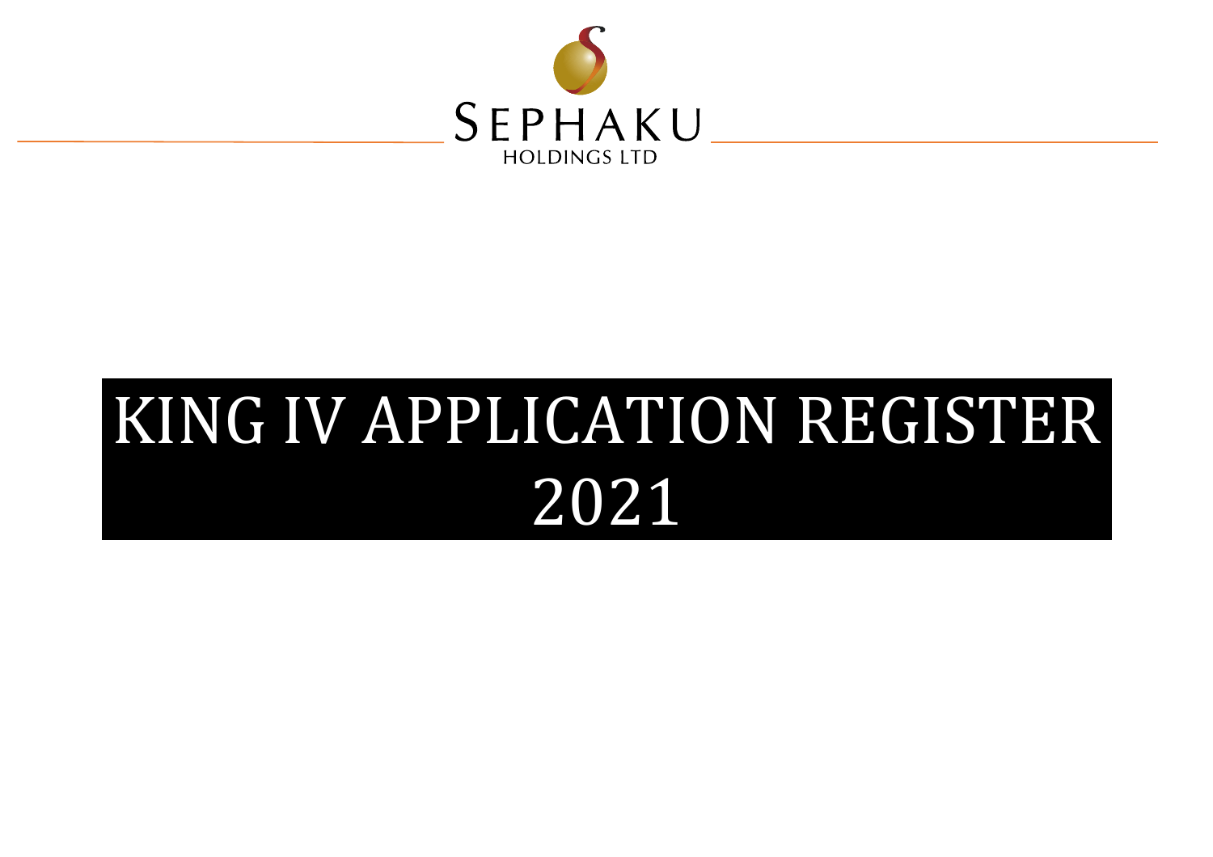SEPHAKU

HOLDINGS LTD

# KING IV APPLICATION REGISTER 2021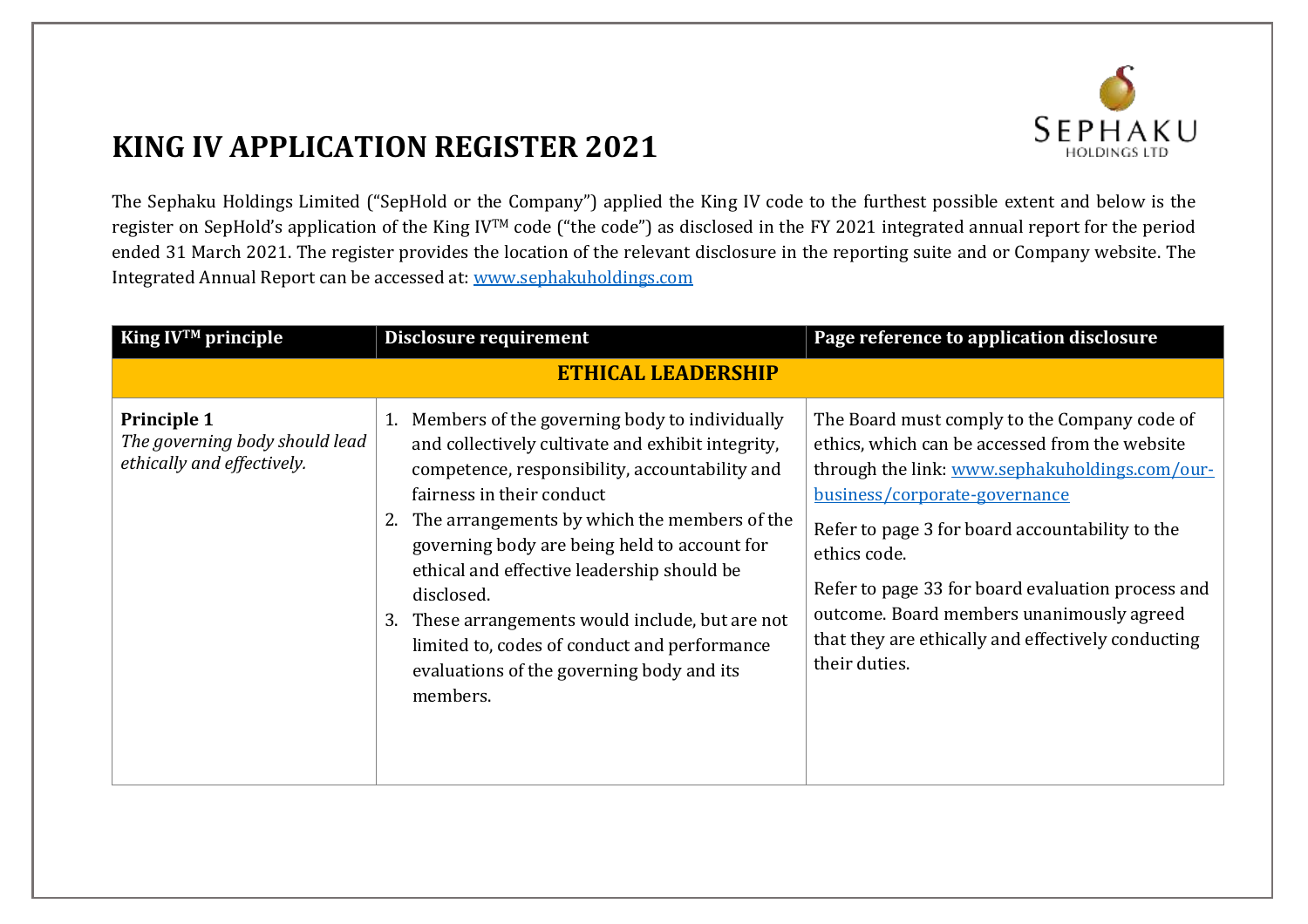# KING IV APPLICATION REGISTER 2021

The Sephaku Holdings Limited ("SepHold or the Company") applied the King IV code to the furthest possible extent and below is the register on SepHold's application of the King IV™ code ("the code") as disclosed in the FY 2021 integrated annual report for the period ended 31 March 2021. The register provides the location of the relevant disclosure in the reporting suite and or Company website. The Integrated Annual Report can be accessed at: [www.sephakuholdings.com](www.sephakuholdings.com)

| King IV™ principle | Disclosure requirement | Page reference to application disclosure |
|---|---|---|
| **ETHICAL LEADERSHIP** | | |
| **Principle 1**<br>*The governing body should lead ethically and effectively.* | 1. Members of the governing body to individually and collectively cultivate and exhibit integrity, competence, responsibility, accountability and fairness in their conduct<br>2. The arrangements by which the members of the governing body are being held to account for ethical and effective leadership should be disclosed.<br>3. These arrangements would include, but are not limited to, codes of conduct and performance evaluations of the governing body and its members. | The Board must comply to the Company code of ethics, which can be accessed from the website through the link: [www.sephakuholdings.com/our-business/corporate-governance](www.sephakuholdings.com/our-business/corporate-governance)<br><br>Refer to page 3 for board accountability to the ethics code.<br><br>Refer to page 33 for board evaluation process and outcome. Board members unanimously agreed that they are ethically and effectively conducting their duties. |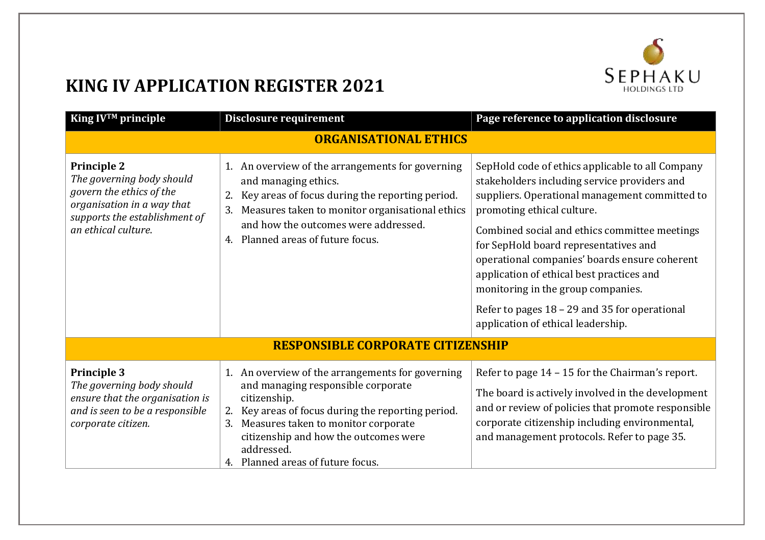# KING IV APPLICATION REGISTER 2021

| King IV™ principle | Disclosure requirement | Page reference to application disclosure |
|---|---|---|
| **ORGANISATIONAL ETHICS** | | |
| **Principle 2**<br>*The governing body should govern the ethics of the organisation in a way that supports the establishment of an ethical culture.* | 1. An overview of the arrangements for governing and managing ethics.<br>2. Key areas of focus during the reporting period.<br>3. Measures taken to monitor organisational ethics and how the outcomes were addressed.<br>4. Planned areas of future focus. | SepHold code of ethics applicable to all Company stakeholders including service providers and suppliers. Operational management committed to promoting ethical culture.<br><br>Combined social and ethics committee meetings for SepHold board representatives and operational companies' boards ensure coherent application of ethical best practices and monitoring in the group companies.<br><br>Refer to pages 18 – 29 and 35 for operational application of ethical leadership. |
| **RESPONSIBLE CORPORATE CITIZENSHIP** | | |
| **Principle 3**<br>*The governing body should ensure that the organisation is and is seen to be a responsible corporate citizen.* | 1. An overview of the arrangements for governing and managing responsible corporate citizenship.<br>2. Key areas of focus during the reporting period.<br>3. Measures taken to monitor corporate citizenship and how the outcomes were addressed.<br>4. Planned areas of future focus. | Refer to page 14 – 15 for the Chairman's report.<br><br>The board is actively involved in the development and or review of policies that promote responsible corporate citizenship including environmental, and management protocols. Refer to page 35. |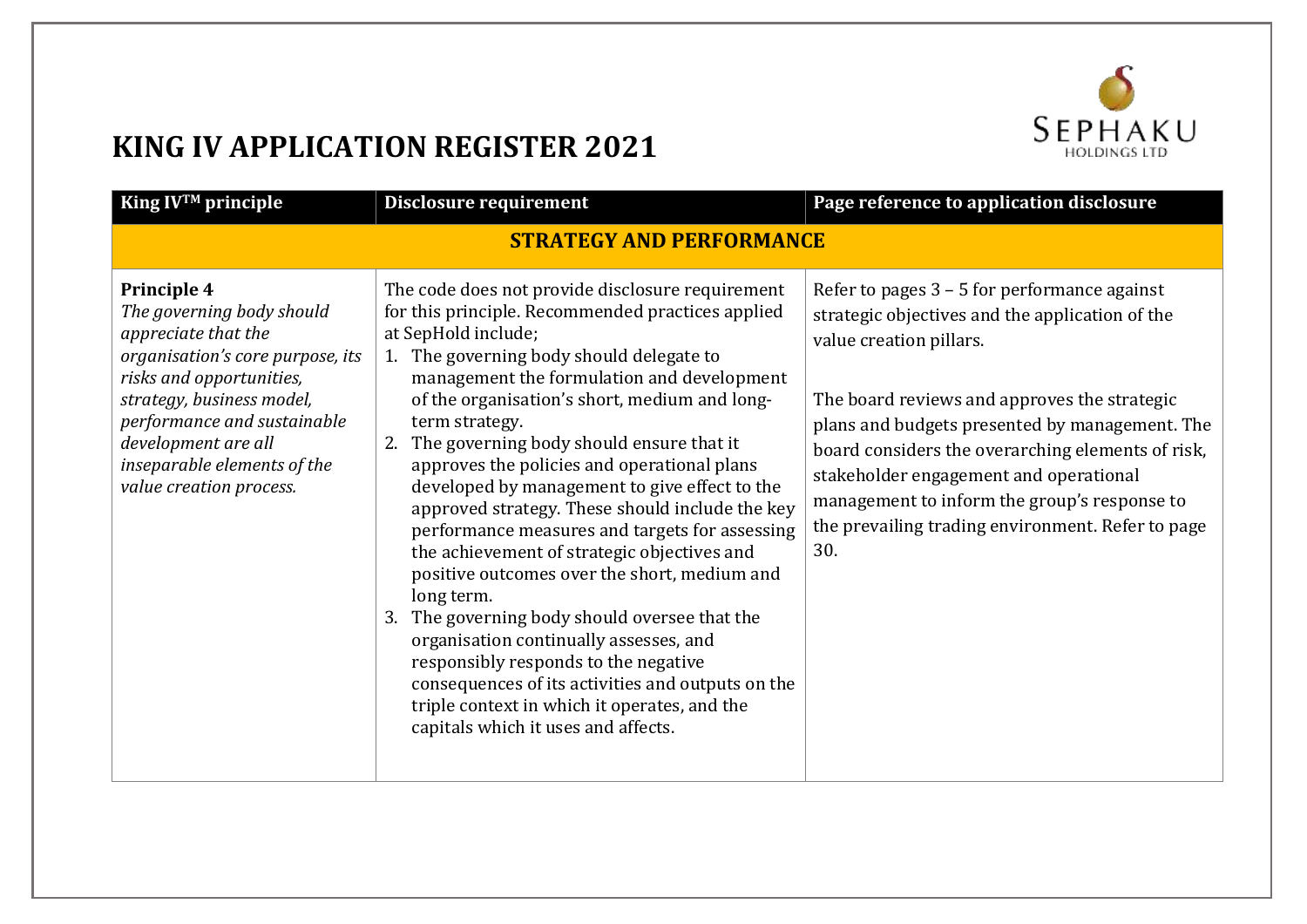# KING IV APPLICATION REGISTER 2021

| King IV™ principle | Disclosure requirement | Page reference to application disclosure |
|---|---|---|
| **STRATEGY AND PERFORMANCE** | | |
| **Principle 4**<br>*The governing body should appreciate that the organisation's core purpose, its risks and opportunities, strategy, business model, performance and sustainable development are all inseparable elements of the value creation process.* | The code does not provide disclosure requirement for this principle. Recommended practices applied at SepHold include;<br>1. The governing body should delegate to management the formulation and development of the organisation's short, medium and long-term strategy.<br>2. The governing body should ensure that it approves the policies and operational plans developed by management to give effect to the approved strategy. These should include the key performance measures and targets for assessing the achievement of strategic objectives and positive outcomes over the short, medium and long term.<br>3. The governing body should oversee that the organisation continually assesses, and responsibly responds to the negative consequences of its activities and outputs on the triple context in which it operates, and the capitals which it uses and affects. | Refer to pages 3 – 5 for performance against strategic objectives and the application of the value creation pillars.<br><br>The board reviews and approves the strategic plans and budgets presented by management. The board considers the overarching elements of risk, stakeholder engagement and operational management to inform the group's response to the prevailing trading environment. Refer to page 30. |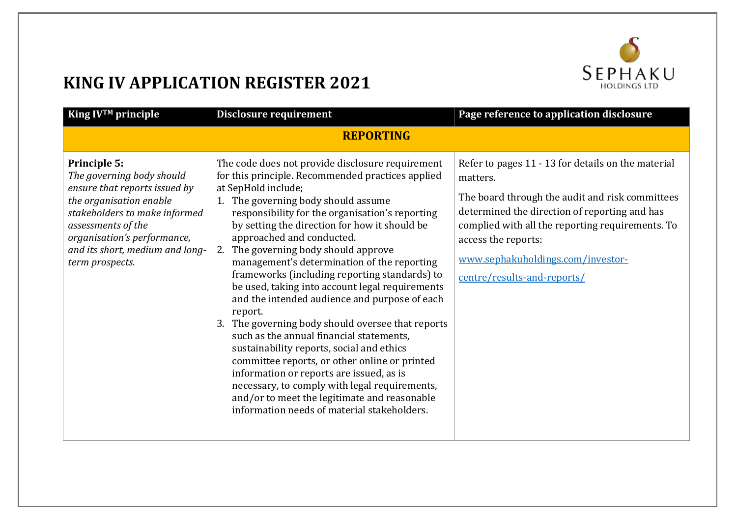# KING IV APPLICATION REGISTER 2021

| King IV™ principle | Disclosure requirement | Page reference to application disclosure |
|---|---|---|
| **REPORTING** | | |
| **Principle 5:** *The governing body should ensure that reports issued by the organisation enable stakeholders to make informed assessments of the organisation's performance, and its short, medium and long-term prospects.* | The code does not provide disclosure requirement for this principle. Recommended practices applied at SepHold include; 1. The governing body should assume responsibility for the organisation's reporting by setting the direction for how it should be approached and conducted. 2. The governing body should approve management's determination of the reporting frameworks (including reporting standards) to be used, taking into account legal requirements and the intended audience and purpose of each report. 3. The governing body should oversee that reports such as the annual financial statements, sustainability reports, social and ethics committee reports, or other online or printed information or reports are issued, as is necessary, to comply with legal requirements, and/or to meet the legitimate and reasonable information needs of material stakeholders. | Refer to pages 11 - 13 for details on the material matters. The board through the audit and risk committees determined the direction of reporting and has complied with all the reporting requirements. To access the reports: www.sephakuholdings.com/investor-centre/results-and-reports/ |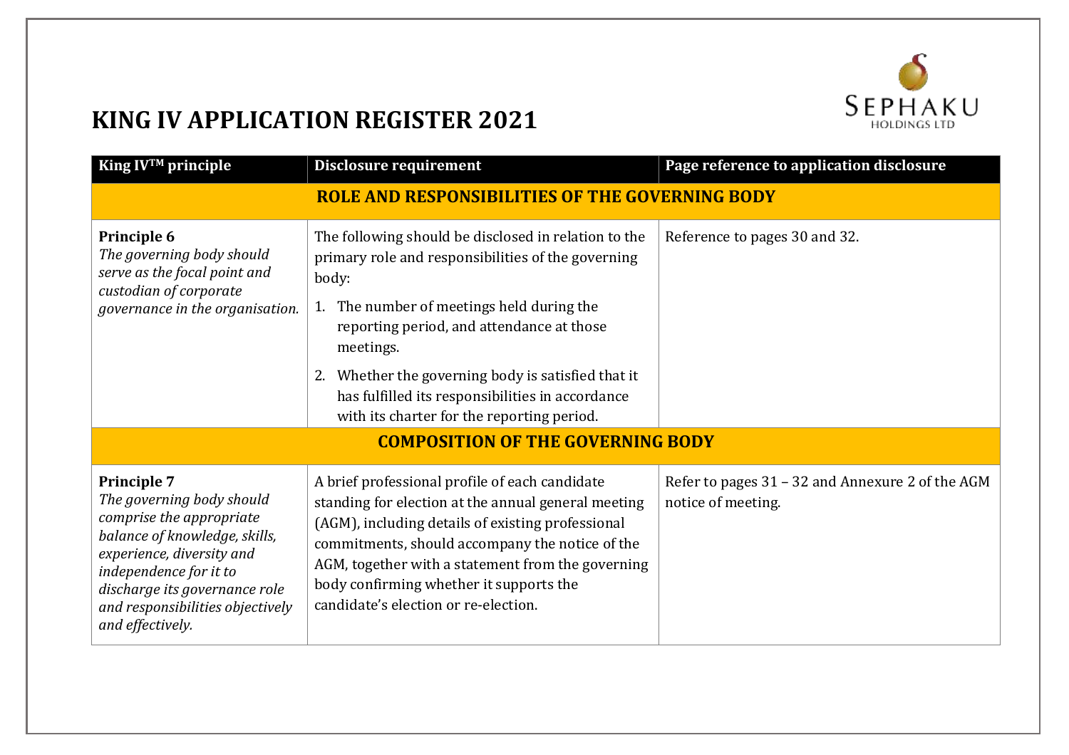# KING IV APPLICATION REGISTER 2021

| King IV™ principle | Disclosure requirement | Page reference to application disclosure |
|---|---|---|
| **ROLE AND RESPONSIBILITIES OF THE GOVERNING BODY** | | |
| **Principle 6**<br>*The governing body should serve as the focal point and custodian of corporate governance in the organisation.* | The following should be disclosed in relation to the primary role and responsibilities of the governing body:<br>1. The number of meetings held during the reporting period, and attendance at those meetings.<br>2. Whether the governing body is satisfied that it has fulfilled its responsibilities in accordance with its charter for the reporting period. | Reference to pages 30 and 32. |
| **COMPOSITION OF THE GOVERNING BODY** | | |
| **Principle 7**<br>*The governing body should comprise the appropriate balance of knowledge, skills, experience, diversity and independence for it to discharge its governance role and responsibilities objectively and effectively.* | A brief professional profile of each candidate standing for election at the annual general meeting (AGM), including details of existing professional commitments, should accompany the notice of the AGM, together with a statement from the governing body confirming whether it supports the candidate's election or re-election. | Refer to pages 31 – 32 and Annexure 2 of the AGM notice of meeting. |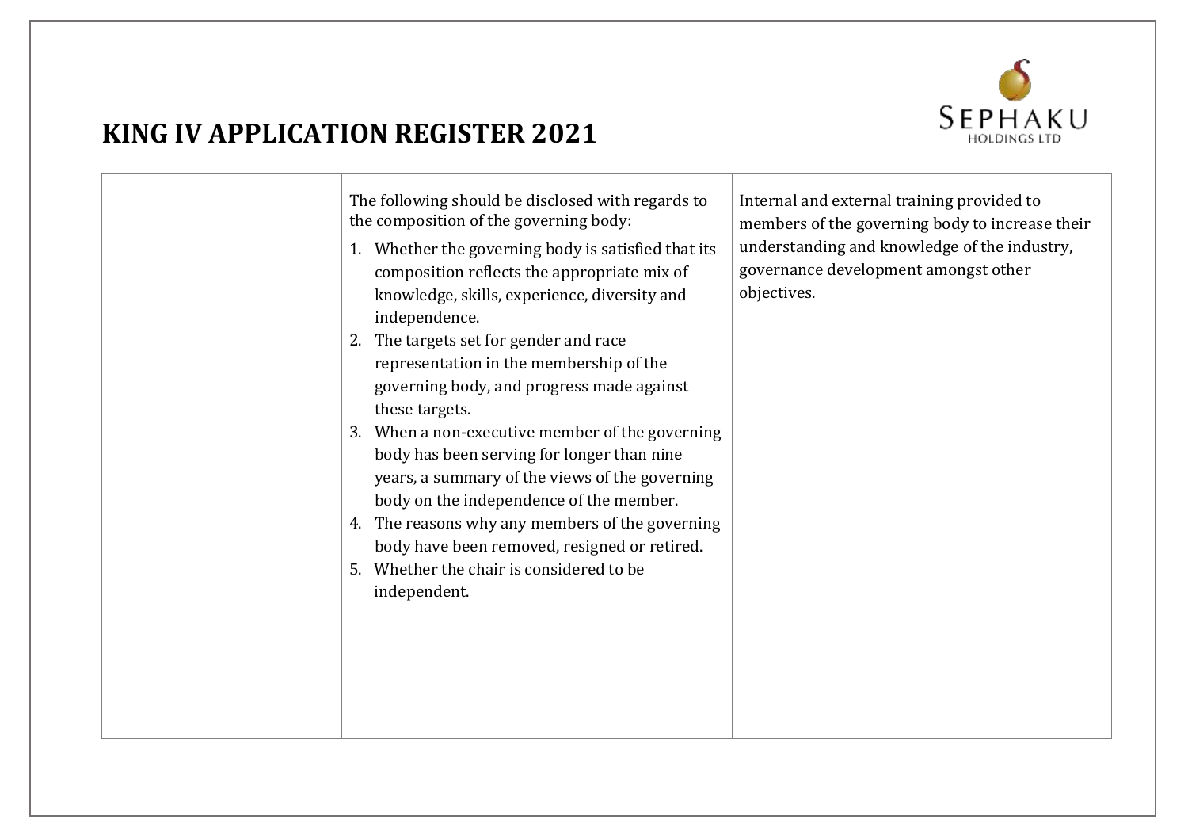# KING IV APPLICATION REGISTER 2021

| | | |
|---|---|---|
| | The following should be disclosed with regards to the composition of the governing body:<br>1. Whether the governing body is satisfied that its composition reflects the appropriate mix of knowledge, skills, experience, diversity and independence.<br>2. The targets set for gender and race representation in the membership of the governing body, and progress made against these targets.<br>3. When a non-executive member of the governing body has been serving for longer than nine years, a summary of the views of the governing body on the independence of the member.<br>4. The reasons why any members of the governing body have been removed, resigned or retired.<br>5. Whether the chair is considered to be independent. | Internal and external training provided to members of the governing body to increase their understanding and knowledge of the industry, governance development amongst other objectives. |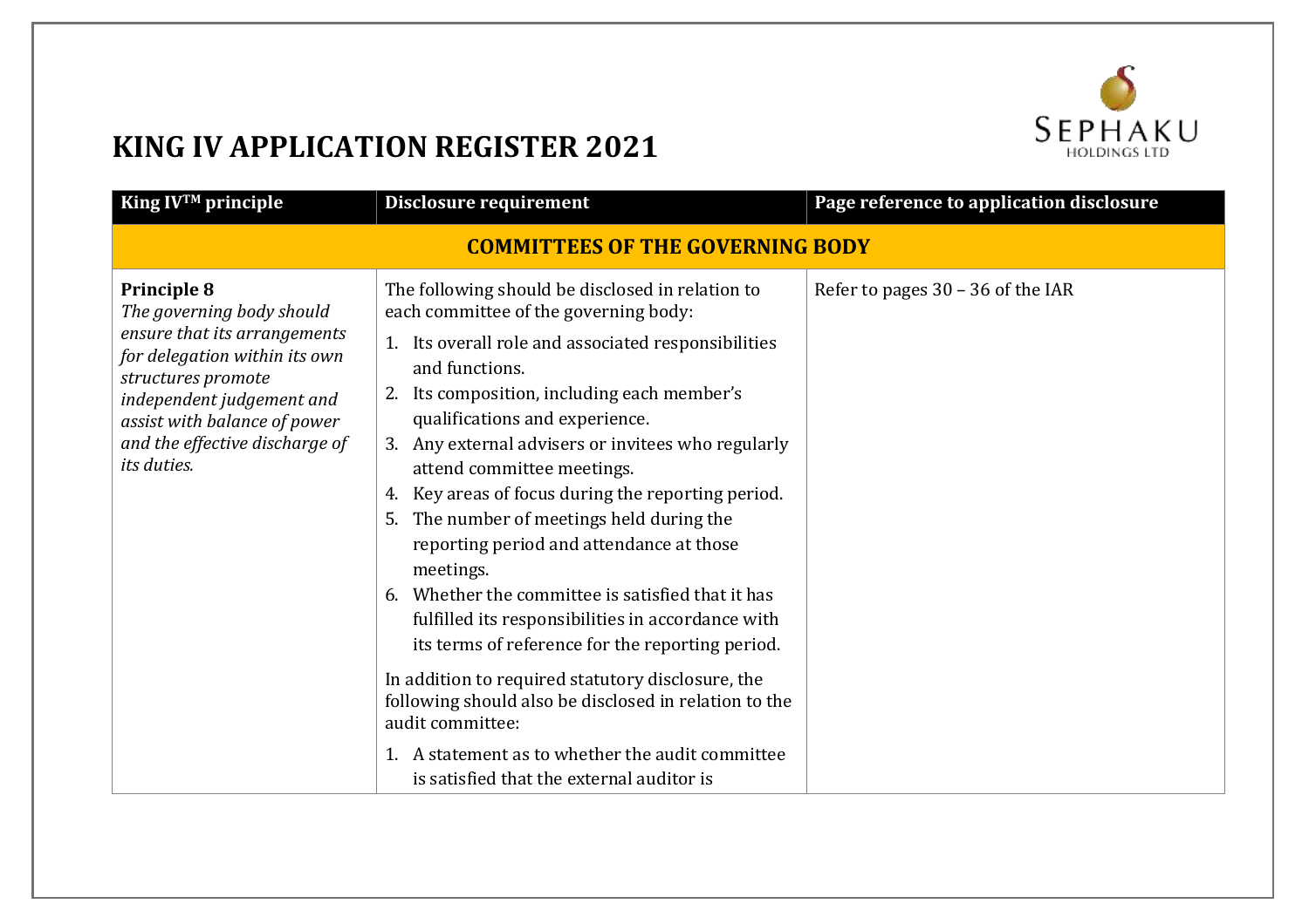# KING IV APPLICATION REGISTER 2021

| King IV™ principle | Disclosure requirement | Page reference to application disclosure |
|---|---|---|
| **COMMITTEES OF THE GOVERNING BODY** | | |
| **Principle 8**<br>*The governing body should ensure that its arrangements for delegation within its own structures promote independent judgement and assist with balance of power and the effective discharge of its duties.* | The following should be disclosed in relation to each committee of the governing body:<br>1. Its overall role and associated responsibilities and functions.<br>2. Its composition, including each member's qualifications and experience.<br>3. Any external advisers or invitees who regularly attend committee meetings.<br>4. Key areas of focus during the reporting period.<br>5. The number of meetings held during the reporting period and attendance at those meetings.<br>6. Whether the committee is satisfied that it has fulfilled its responsibilities in accordance with its terms of reference for the reporting period.<br><br>In addition to required statutory disclosure, the following should also be disclosed in relation to the audit committee:<br>1. A statement as to whether the audit committee is satisfied that the external auditor is | Refer to pages 30 – 36 of the IAR |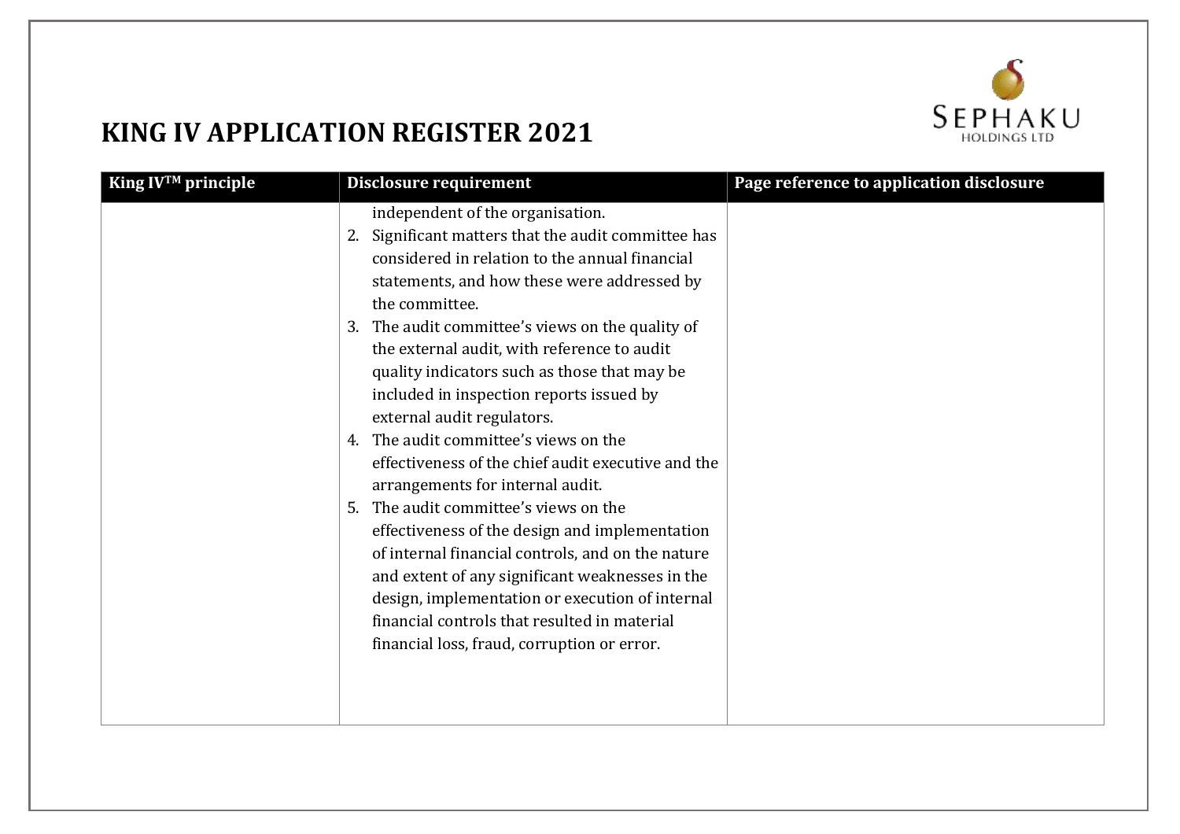# KING IV APPLICATION REGISTER 2021

| King IV™ principle | Disclosure requirement | Page reference to application disclosure |
|---|---|---|
| | independent of the organisation.<br>2. Significant matters that the audit committee has considered in relation to the annual financial statements, and how these were addressed by the committee.<br>3. The audit committee's views on the quality of the external audit, with reference to audit quality indicators such as those that may be included in inspection reports issued by external audit regulators.<br>4. The audit committee's views on the effectiveness of the chief audit executive and the arrangements for internal audit.<br>5. The audit committee's views on the effectiveness of the design and implementation of internal financial controls, and on the nature and extent of any significant weaknesses in the design, implementation or execution of internal financial controls that resulted in material financial loss, fraud, corruption or error. | |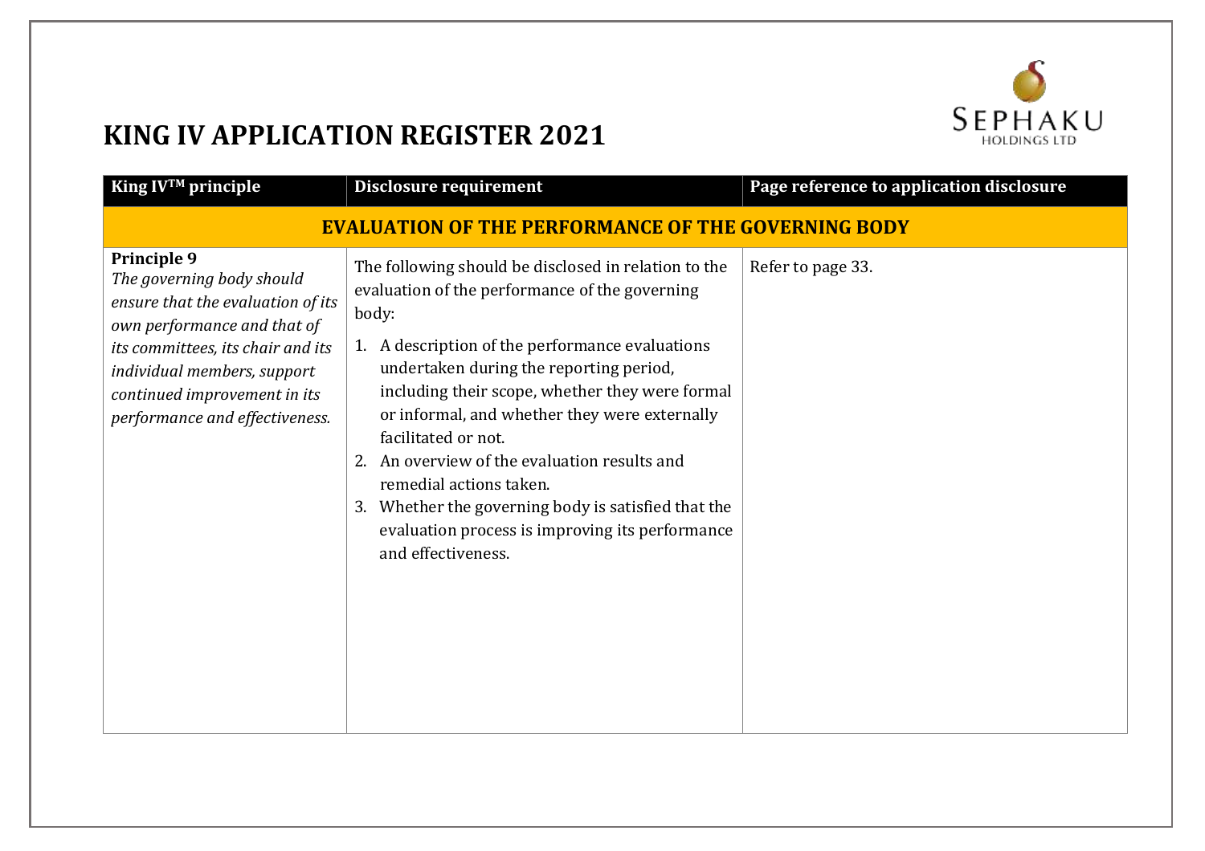# KING IV APPLICATION REGISTER 2021

| King IV™ principle | Disclosure requirement | Page reference to application disclosure |
|---|---|---|
| **EVALUATION OF THE PERFORMANCE OF THE GOVERNING BODY** | | |
| **Principle 9**<br>*The governing body should ensure that the evaluation of its own performance and that of its committees, its chair and its individual members, support continued improvement in its performance and effectiveness.* | The following should be disclosed in relation to the evaluation of the performance of the governing body:<br>1. A description of the performance evaluations undertaken during the reporting period, including their scope, whether they were formal or informal, and whether they were externally facilitated or not.<br>2. An overview of the evaluation results and remedial actions taken.<br>3. Whether the governing body is satisfied that the evaluation process is improving its performance and effectiveness. | Refer to page 33. |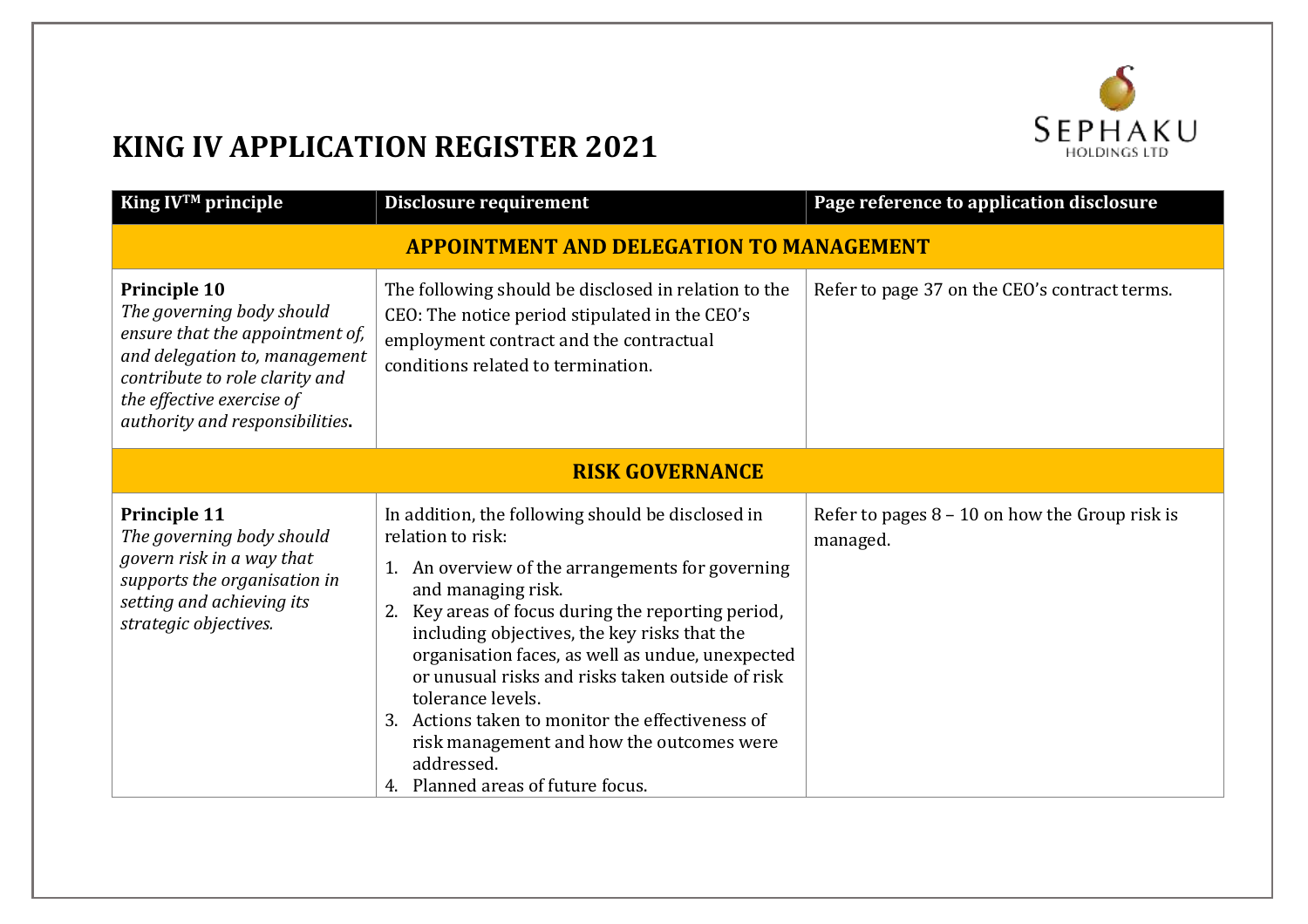# KING IV APPLICATION REGISTER 2021

| King IV™ principle | Disclosure requirement | Page reference to application disclosure |
|---|---|---|
| **APPOINTMENT AND DELEGATION TO MANAGEMENT** | | |
| **Principle 10** *The governing body should ensure that the appointment of, and delegation to, management contribute to role clarity and the effective exercise of authority and responsibilities.* | The following should be disclosed in relation to the CEO: The notice period stipulated in the CEO's employment contract and the contractual conditions related to termination. | Refer to page 37 on the CEO's contract terms. |
| **RISK GOVERNANCE** | | |
| **Principle 11** *The governing body should govern risk in a way that supports the organisation in setting and achieving its strategic objectives.* | In addition, the following should be disclosed in relation to risk: 1. An overview of the arrangements for governing and managing risk. 2. Key areas of focus during the reporting period, including objectives, the key risks that the organisation faces, as well as undue, unexpected or unusual risks and risks taken outside of risk tolerance levels. 3. Actions taken to monitor the effectiveness of risk management and how the outcomes were addressed. 4. Planned areas of future focus. | Refer to pages 8 – 10 on how the Group risk is managed. |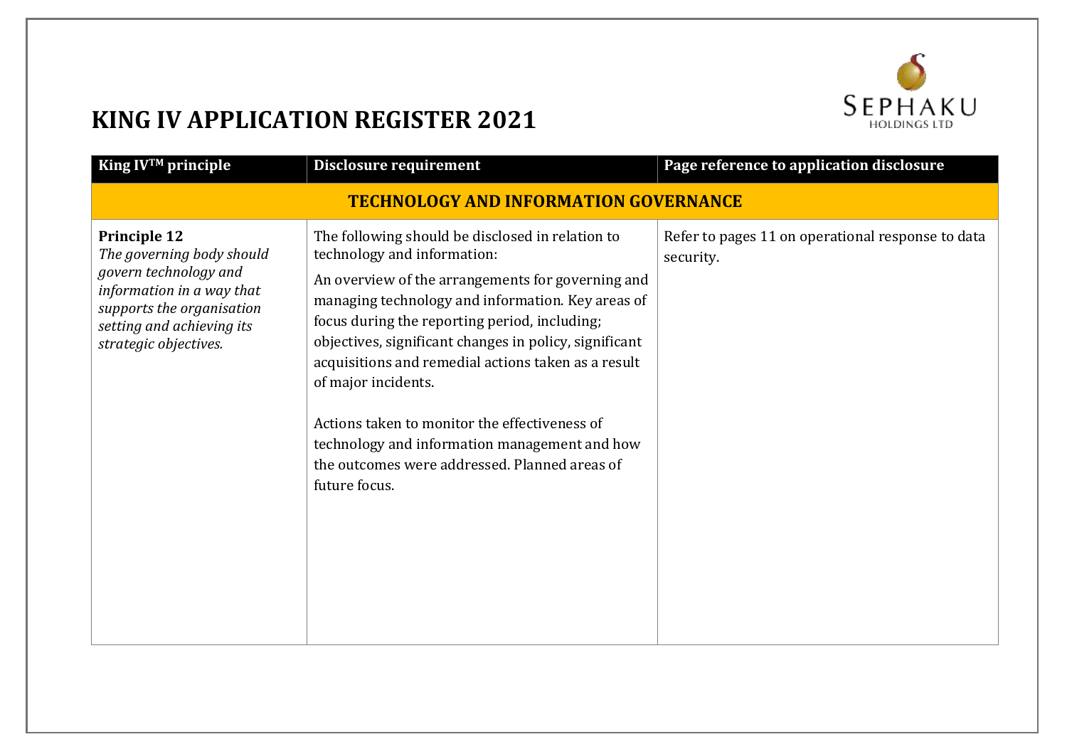# KING IV APPLICATION REGISTER 2021

| King IV™ principle | Disclosure requirement | Page reference to application disclosure |
|---|---|---|
| **TECHNOLOGY AND INFORMATION GOVERNANCE** | | |
| **Principle 12**<br>*The governing body should govern technology and information in a way that supports the organisation setting and achieving its strategic objectives.* | The following should be disclosed in relation to technology and information:<br>An overview of the arrangements for governing and managing technology and information. Key areas of focus during the reporting period, including; objectives, significant changes in policy, significant acquisitions and remedial actions taken as a result of major incidents.<br><br>Actions taken to monitor the effectiveness of technology and information management and how the outcomes were addressed. Planned areas of future focus. | Refer to pages 11 on operational response to data security. |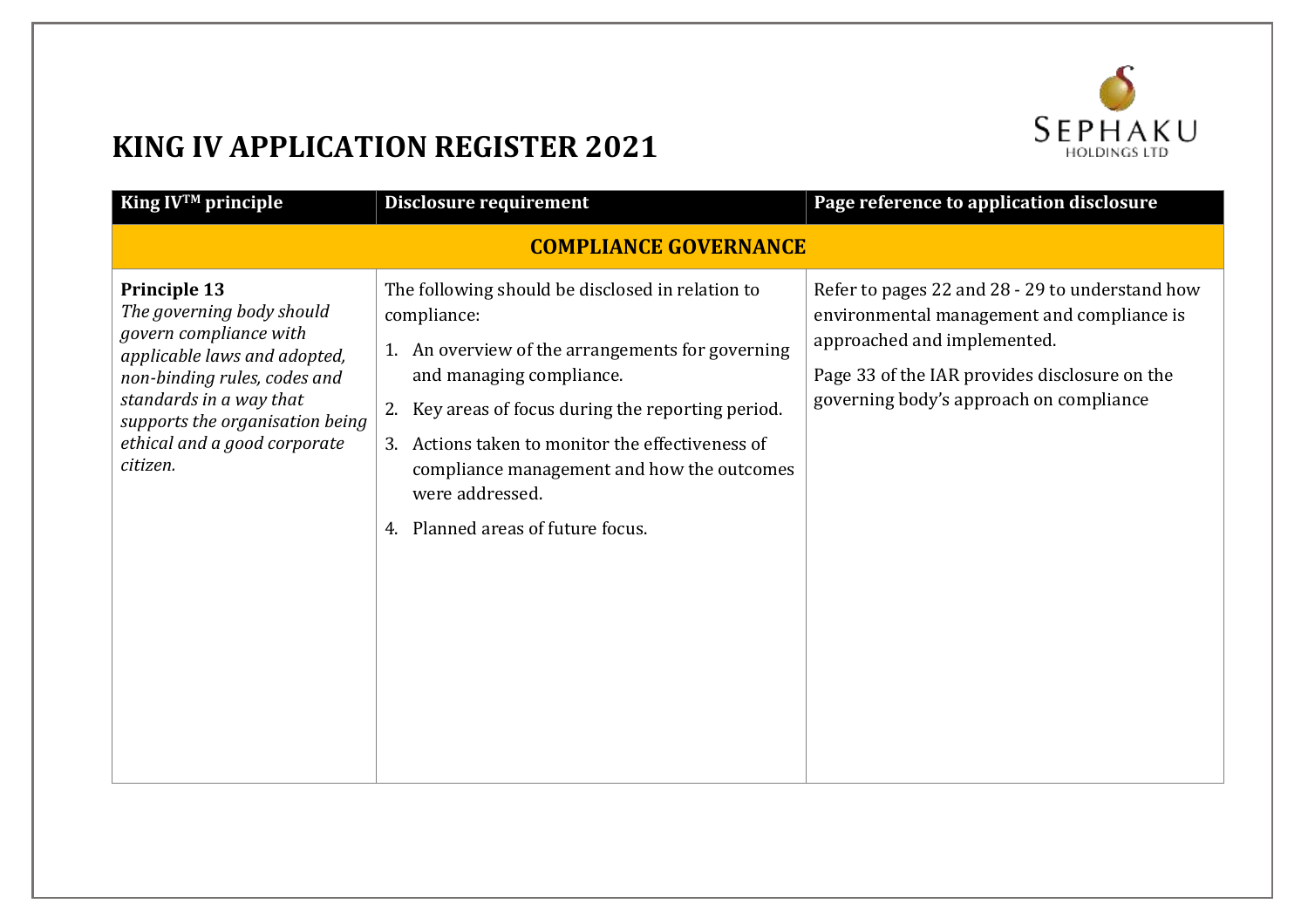# KING IV APPLICATION REGISTER 2021

SEPHAKU HOLDINGS LTD

| King IV™ principle | Disclosure requirement | Page reference to application disclosure |
|---|---|---|
| **COMPLIANCE GOVERNANCE** | | |
| **Principle 13** *The governing body should govern compliance with applicable laws and adopted, non-binding rules, codes and standards in a way that supports the organisation being ethical and a good corporate citizen.* | The following should be disclosed in relation to compliance: 1. An overview of the arrangements for governing and managing compliance. 2. Key areas of focus during the reporting period. 3. Actions taken to monitor the effectiveness of compliance management and how the outcomes were addressed. 4. Planned areas of future focus. | Refer to pages 22 and 28 - 29 to understand how environmental management and compliance is approached and implemented. Page 33 of the IAR provides disclosure on the governing body's approach on compliance |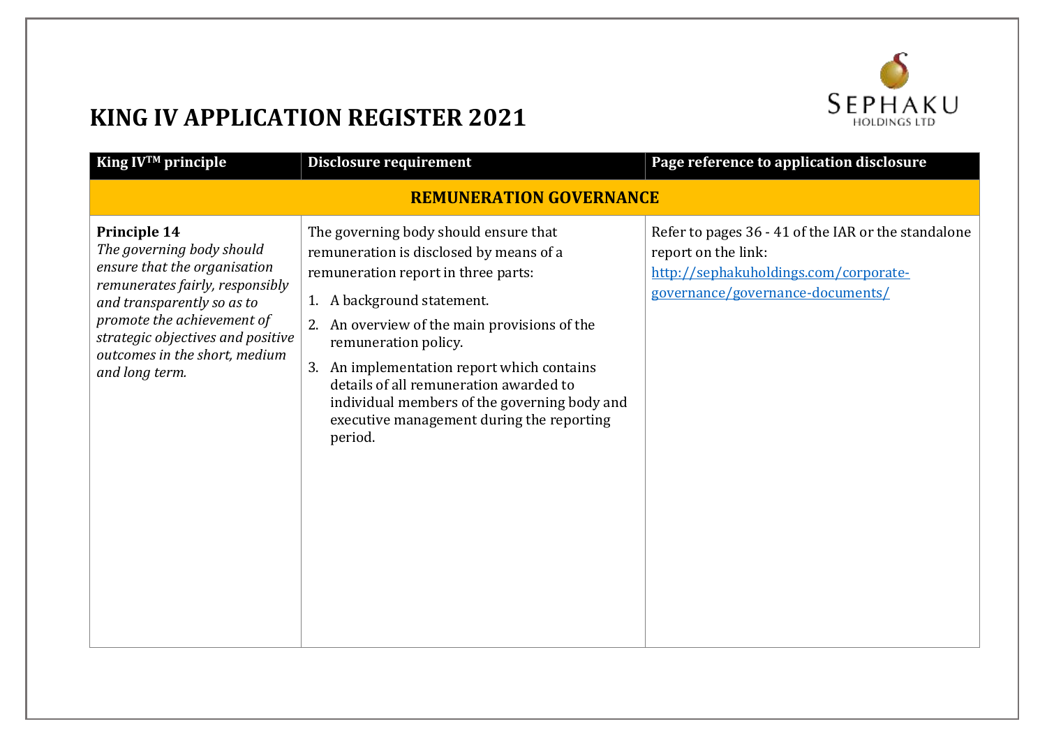# KING IV APPLICATION REGISTER 2021

| King IV™ principle | Disclosure requirement | Page reference to application disclosure |
|---|---|---|
| **REMUNERATION GOVERNANCE** | | |
| **Principle 14**<br>*The governing body should ensure that the organisation remunerates fairly, responsibly and transparently so as to promote the achievement of strategic objectives and positive outcomes in the short, medium and long term.* | The governing body should ensure that remuneration is disclosed by means of a remuneration report in three parts:<br>1. A background statement.<br>2. An overview of the main provisions of the remuneration policy.<br>3. An implementation report which contains details of all remuneration awarded to individual members of the governing body and executive management during the reporting period. | Refer to pages 36 - 41 of the IAR or the standalone report on the link: [http://sephakuholdings.com/corporate-governance/governance-documents/](http://sephakuholdings.com/corporate-governance/governance-documents/) |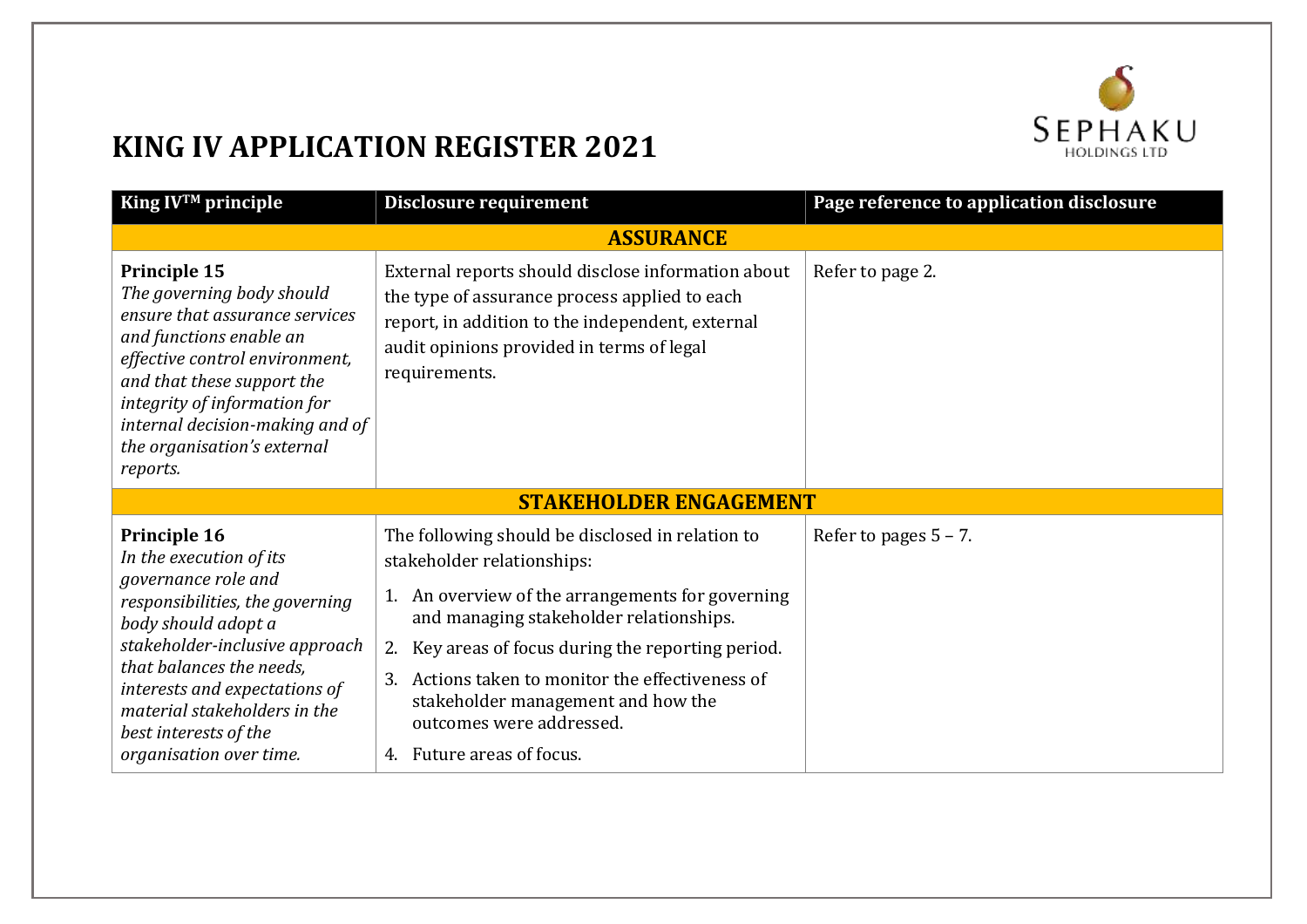# KING IV APPLICATION REGISTER 2021

| King IV™ principle | Disclosure requirement | Page reference to application disclosure |
|---|---|---|
| **ASSURANCE** | | |
| **Principle 15**<br>*The governing body should ensure that assurance services and functions enable an effective control environment, and that these support the integrity of information for internal decision-making and of the organisation's external reports.* | External reports should disclose information about the type of assurance process applied to each report, in addition to the independent, external audit opinions provided in terms of legal requirements. | Refer to page 2. |
| **STAKEHOLDER ENGAGEMENT** | | |
| **Principle 16**<br>*In the execution of its governance role and responsibilities, the governing body should adopt a stakeholder-inclusive approach that balances the needs, interests and expectations of material stakeholders in the best interests of the organisation over time.* | The following should be disclosed in relation to stakeholder relationships:<br>1. An overview of the arrangements for governing and managing stakeholder relationships.<br>2. Key areas of focus during the reporting period.<br>3. Actions taken to monitor the effectiveness of stakeholder management and how the outcomes were addressed.<br>4. Future areas of focus. | Refer to pages 5 – 7. |